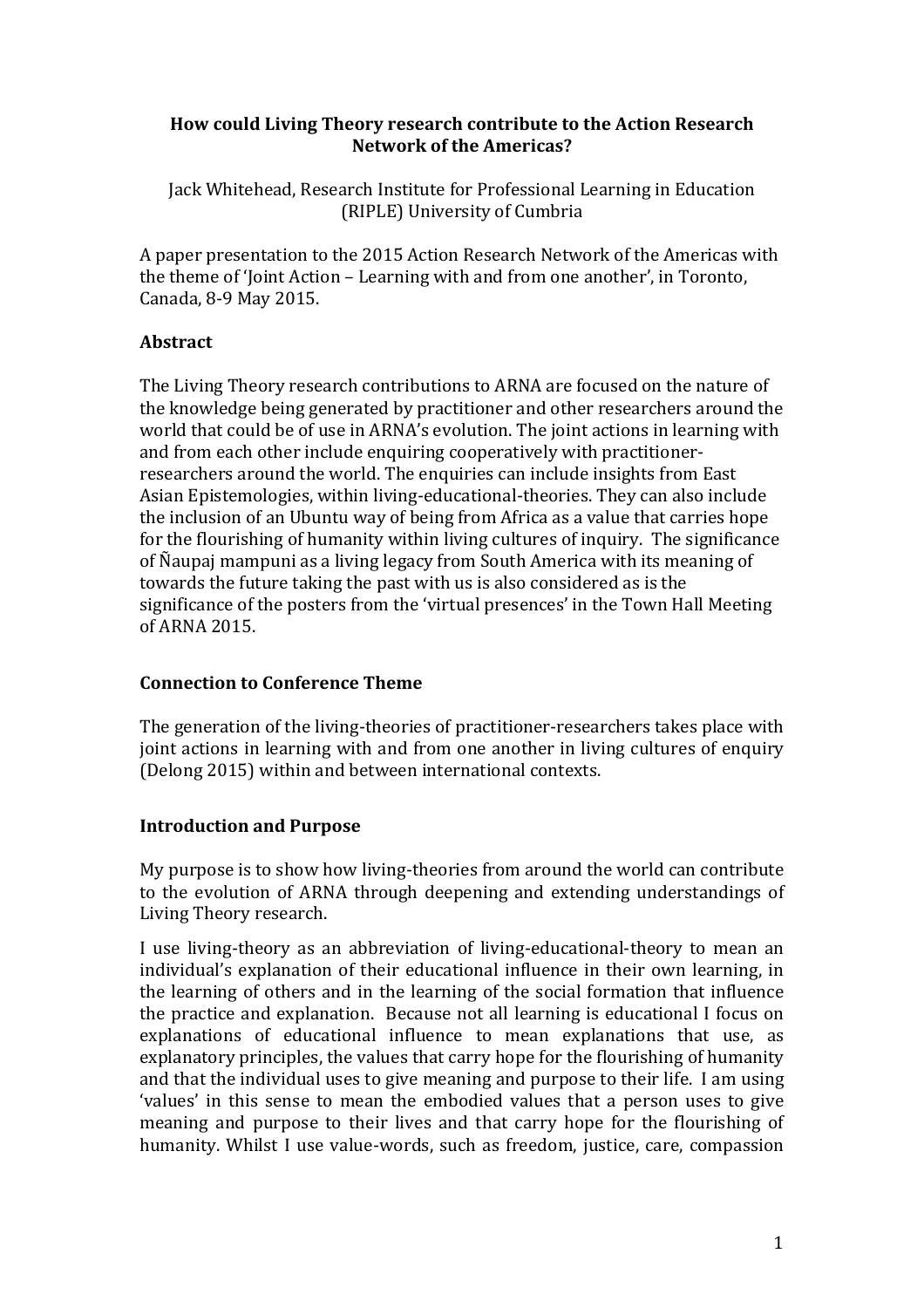# How could Living Theory research contribute to the Action Research Network of the Americas?

Jack Whitehead, Research Institute for Professional Learning in Education (RIPLE) University of Cumbria

A paper presentation to the 2015 Action Research Network of the Americas with the theme of 'Joint Action – Learning with and from one another', in Toronto, Canada, 8-9 May 2015.

## Abstract

The Living Theory research contributions to ARNA are focused on the nature of the knowledge being generated by practitioner and other researchers around the world that could be of use in ARNA's evolution. The joint actions in learning with and from each other include enquiring cooperatively with practitioner-researchers around the world. The enquiries can include insights from East Asian Epistemologies, within living-educational-theories. They can also include the inclusion of an Ubuntu way of being from Africa as a value that carries hope for the flourishing of humanity within living cultures of inquiry. The significance of Ñaupaj mampuni as a living legacy from South America with its meaning of towards the future taking the past with us is also considered as is the significance of the posters from the 'virtual presences' in the Town Hall Meeting of ARNA 2015.

## Connection to Conference Theme

The generation of the living-theories of practitioner-researchers takes place with joint actions in learning with and from one another in living cultures of enquiry (Delong 2015) within and between international contexts.

## Introduction and Purpose

My purpose is to show how living-theories from around the world can contribute to the evolution of ARNA through deepening and extending understandings of Living Theory research.

I use living-theory as an abbreviation of living-educational-theory to mean an individual's explanation of their educational influence in their own learning, in the learning of others and in the learning of the social formation that influence the practice and explanation. Because not all learning is educational I focus on explanations of educational influence to mean explanations that use, as explanatory principles, the values that carry hope for the flourishing of humanity and that the individual uses to give meaning and purpose to their life. I am using 'values' in this sense to mean the embodied values that a person uses to give meaning and purpose to their lives and that carry hope for the flourishing of humanity. Whilst I use value-words, such as freedom, justice, care, compassion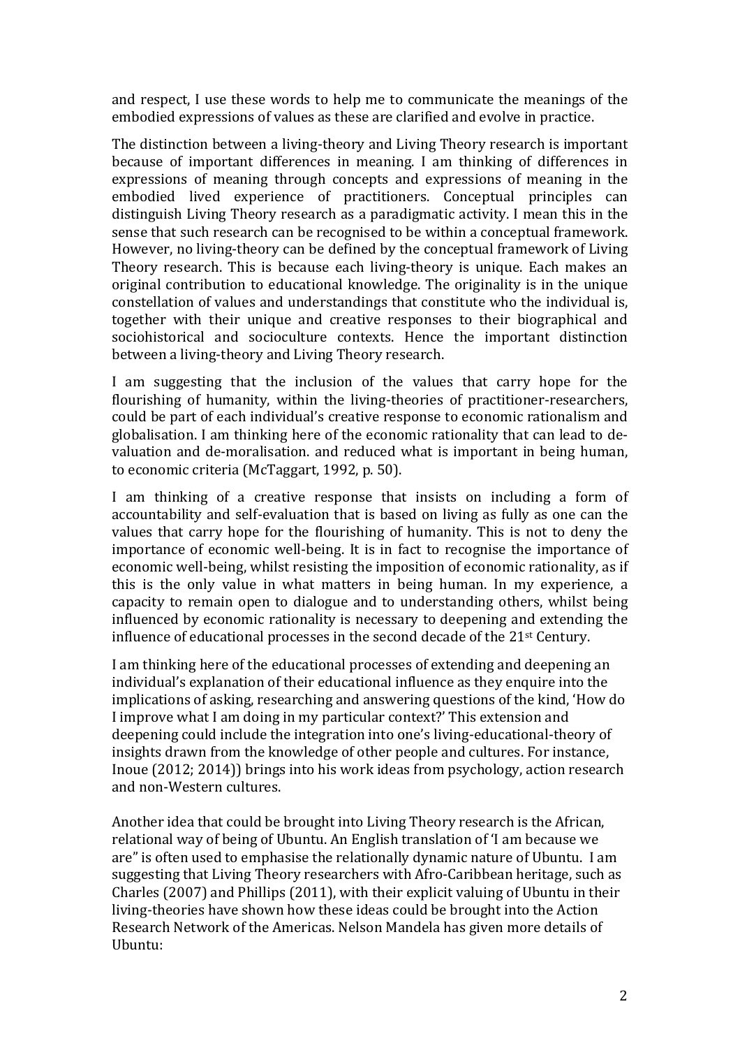and respect, I use these words to help me to communicate the meanings of the embodied expressions of values as these are clarified and evolve in practice.

The distinction between a living-theory and Living Theory research is important because of important differences in meaning. I am thinking of differences in expressions of meaning through concepts and expressions of meaning in the embodied lived experience of practitioners. Conceptual principles can distinguish Living Theory research as a paradigmatic activity. I mean this in the sense that such research can be recognised to be within a conceptual framework. However, no living-theory can be defined by the conceptual framework of Living Theory research. This is because each living-theory is unique. Each makes an original contribution to educational knowledge. The originality is in the unique constellation of values and understandings that constitute who the individual is, together with their unique and creative responses to their biographical and sociohistorical and socioculture contexts. Hence the important distinction between a living-theory and Living Theory research.

I am suggesting that the inclusion of the values that carry hope for the flourishing of humanity, within the living-theories of practitioner-researchers, could be part of each individual's creative response to economic rationalism and globalisation. I am thinking here of the economic rationality that can lead to de-valuation and de-moralisation. and reduced what is important in being human, to economic criteria (McTaggart, 1992, p. 50).

I am thinking of a creative response that insists on including a form of accountability and self-evaluation that is based on living as fully as one can the values that carry hope for the flourishing of humanity. This is not to deny the importance of economic well-being. It is in fact to recognise the importance of economic well-being, whilst resisting the imposition of economic rationality, as if this is the only value in what matters in being human. In my experience, a capacity to remain open to dialogue and to understanding others, whilst being influenced by economic rationality is necessary to deepening and extending the influence of educational processes in the second decade of the 21st Century.

I am thinking here of the educational processes of extending and deepening an individual's explanation of their educational influence as they enquire into the implications of asking, researching and answering questions of the kind, 'How do I improve what I am doing in my particular context?' This extension and deepening could include the integration into one's living-educational-theory of insights drawn from the knowledge of other people and cultures. For instance, Inoue (2012; 2014)) brings into his work ideas from psychology, action research and non-Western cultures.

Another idea that could be brought into Living Theory research is the African, relational way of being of Ubuntu. An English translation of 'I am because we are" is often used to emphasise the relationally dynamic nature of Ubuntu. I am suggesting that Living Theory researchers with Afro-Caribbean heritage, such as Charles (2007) and Phillips (2011), with their explicit valuing of Ubuntu in their living-theories have shown how these ideas could be brought into the Action Research Network of the Americas. Nelson Mandela has given more details of Ubuntu: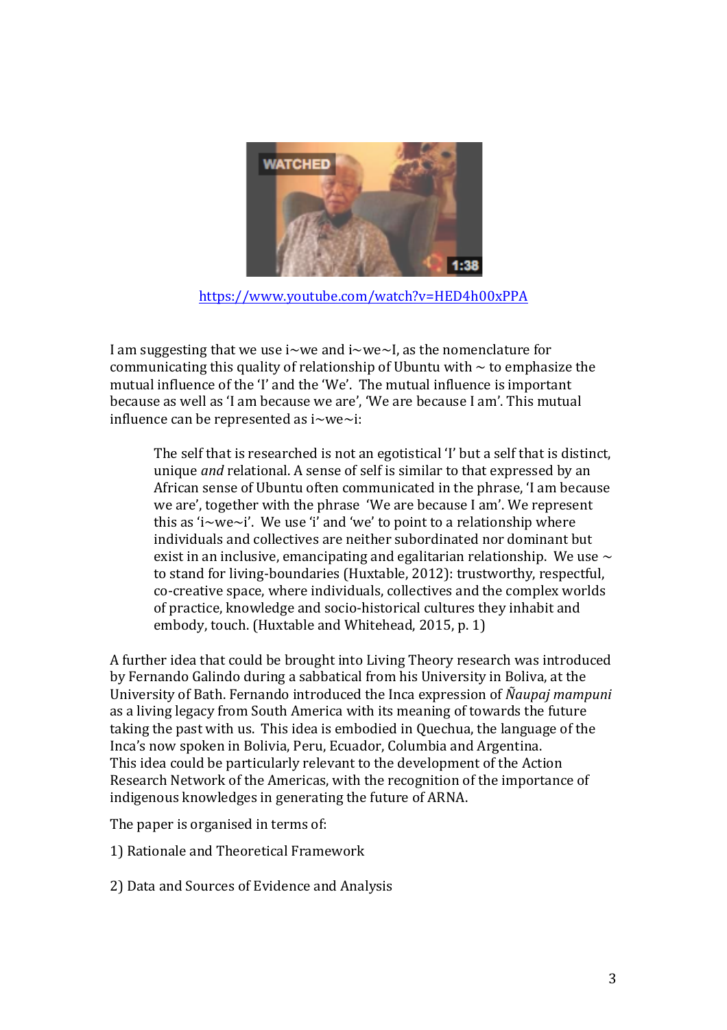https://www.youtube.com/watch?v=HED4h00xPPA

I am suggesting that we use i~we and i~we~I, as the nomenclature for communicating this quality of relationship of Ubuntu with ~ to emphasize the mutual influence of the 'I' and the 'We'. The mutual influence is important because as well as 'I am because we are', 'We are because I am'. This mutual influence can be represented as i~we~i:

> The self that is researched is not an egotistical 'I' but a self that is distinct, unique *and* relational. A sense of self is similar to that expressed by an African sense of Ubuntu often communicated in the phrase, 'I am because we are', together with the phrase 'We are because I am'. We represent this as 'i~we~i'. We use 'i' and 'we' to point to a relationship where individuals and collectives are neither subordinated nor dominant but exist in an inclusive, emancipating and egalitarian relationship. We use ~ to stand for living-boundaries (Huxtable, 2012): trustworthy, respectful, co-creative space, where individuals, collectives and the complex worlds of practice, knowledge and socio-historical cultures they inhabit and embody, touch. (Huxtable and Whitehead, 2015, p. 1)

A further idea that could be brought into Living Theory research was introduced by Fernando Galindo during a sabbatical from his University in Boliva, at the University of Bath. Fernando introduced the Inca expression of *Ñaupaj mampuni* as a living legacy from South America with its meaning of towards the future taking the past with us. This idea is embodied in Quechua, the language of the Inca's now spoken in Bolivia, Peru, Ecuador, Columbia and Argentina. This idea could be particularly relevant to the development of the Action Research Network of the Americas, with the recognition of the importance of indigenous knowledges in generating the future of ARNA.

The paper is organised in terms of:

1) Rationale and Theoretical Framework

2) Data and Sources of Evidence and Analysis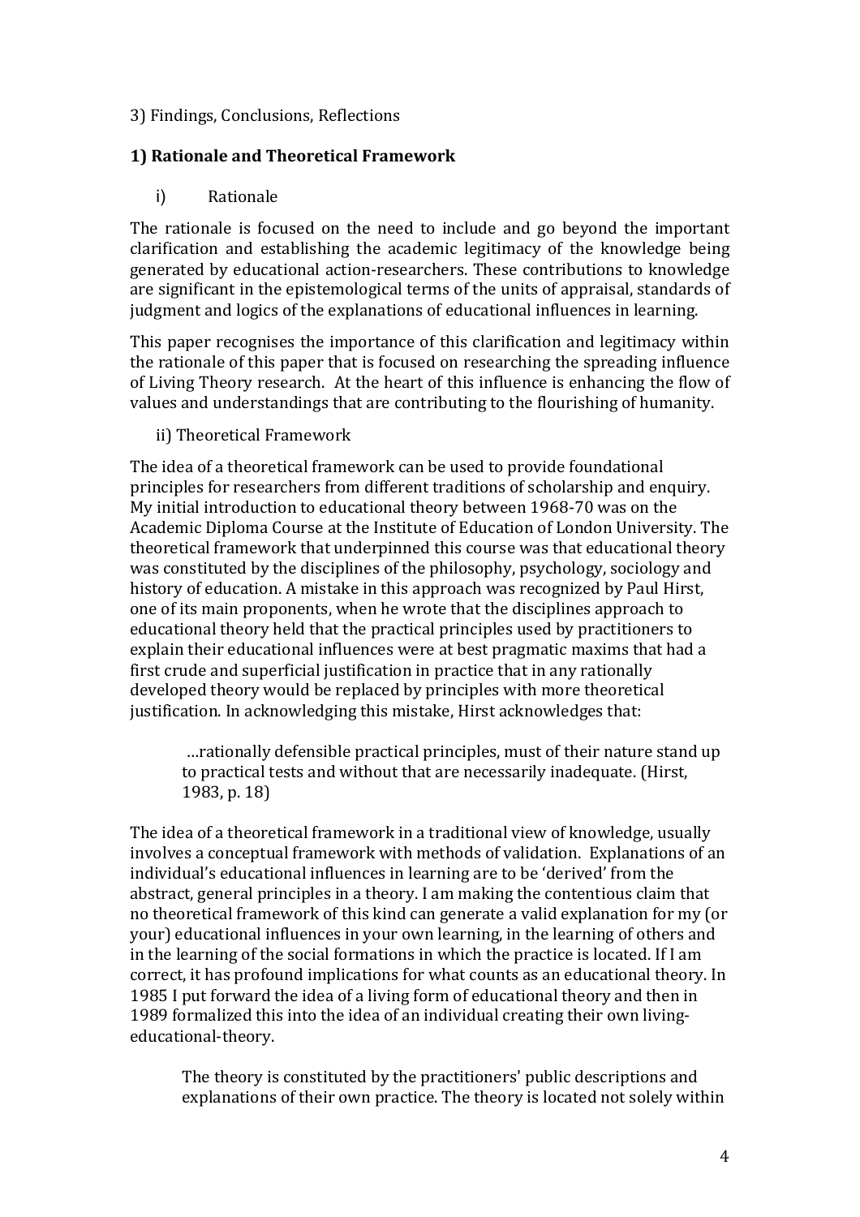3) Findings, Conclusions, Reflections

## 1) Rationale and Theoretical Framework

### i) Rationale

The rationale is focused on the need to include and go beyond the important clarification and establishing the academic legitimacy of the knowledge being generated by educational action-researchers. These contributions to knowledge are significant in the epistemological terms of the units of appraisal, standards of judgment and logics of the explanations of educational influences in learning.

This paper recognises the importance of this clarification and legitimacy within the rationale of this paper that is focused on researching the spreading influence of Living Theory research. At the heart of this influence is enhancing the flow of values and understandings that are contributing to the flourishing of humanity.

### ii) Theoretical Framework

The idea of a theoretical framework can be used to provide foundational principles for researchers from different traditions of scholarship and enquiry. My initial introduction to educational theory between 1968-70 was on the Academic Diploma Course at the Institute of Education of London University. The theoretical framework that underpinned this course was that educational theory was constituted by the disciplines of the philosophy, psychology, sociology and history of education. A mistake in this approach was recognized by Paul Hirst, one of its main proponents, when he wrote that the disciplines approach to educational theory held that the practical principles used by practitioners to explain their educational influences were at best pragmatic maxims that had a first crude and superficial justification in practice that in any rationally developed theory would be replaced by principles with more theoretical justification. In acknowledging this mistake, Hirst acknowledges that:

> …rationally defensible practical principles, must of their nature stand up to practical tests and without that are necessarily inadequate. (Hirst, 1983, p. 18)

The idea of a theoretical framework in a traditional view of knowledge, usually involves a conceptual framework with methods of validation. Explanations of an individual's educational influences in learning are to be 'derived' from the abstract, general principles in a theory. I am making the contentious claim that no theoretical framework of this kind can generate a valid explanation for my (or your) educational influences in your own learning, in the learning of others and in the learning of the social formations in which the practice is located. If I am correct, it has profound implications for what counts as an educational theory. In 1985 I put forward the idea of a living form of educational theory and then in 1989 formalized this into the idea of an individual creating their own living-educational-theory.

> The theory is constituted by the practitioners' public descriptions and explanations of their own practice. The theory is located not solely within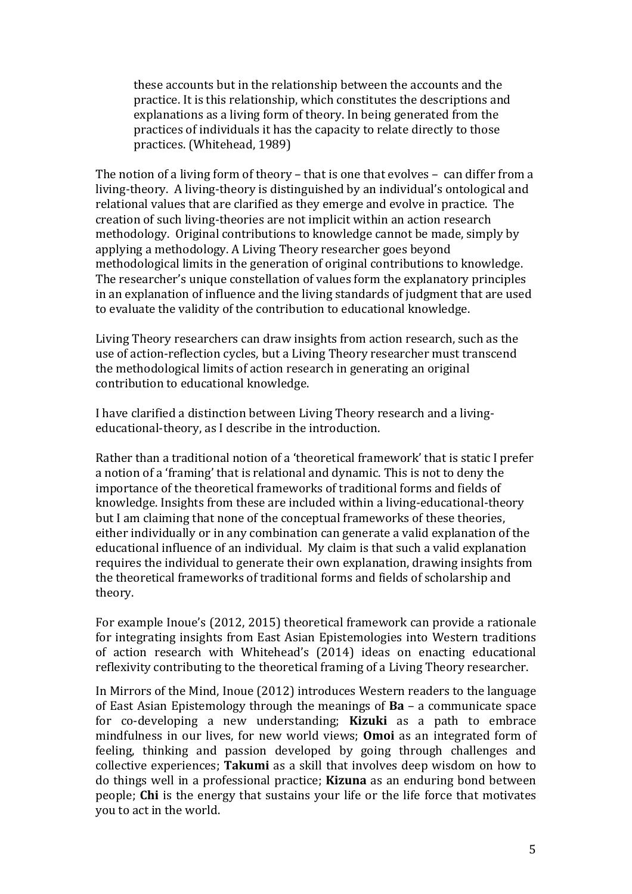> these accounts but in the relationship between the accounts and the practice. It is this relationship, which constitutes the descriptions and explanations as a living form of theory. In being generated from the practices of individuals it has the capacity to relate directly to those practices. (Whitehead, 1989)

The notion of a living form of theory – that is one that evolves – can differ from a living-theory. A living-theory is distinguished by an individual's ontological and relational values that are clarified as they emerge and evolve in practice. The creation of such living-theories are not implicit within an action research methodology. Original contributions to knowledge cannot be made, simply by applying a methodology. A Living Theory researcher goes beyond methodological limits in the generation of original contributions to knowledge. The researcher's unique constellation of values form the explanatory principles in an explanation of influence and the living standards of judgment that are used to evaluate the validity of the contribution to educational knowledge.

Living Theory researchers can draw insights from action research, such as the use of action-reflection cycles, but a Living Theory researcher must transcend the methodological limits of action research in generating an original contribution to educational knowledge.

I have clarified a distinction between Living Theory research and a living-educational-theory, as I describe in the introduction.

Rather than a traditional notion of a 'theoretical framework' that is static I prefer a notion of a 'framing' that is relational and dynamic. This is not to deny the importance of the theoretical frameworks of traditional forms and fields of knowledge. Insights from these are included within a living-educational-theory but I am claiming that none of the conceptual frameworks of these theories, either individually or in any combination can generate a valid explanation of the educational influence of an individual. My claim is that such a valid explanation requires the individual to generate their own explanation, drawing insights from the theoretical frameworks of traditional forms and fields of scholarship and theory.

For example Inoue's (2012, 2015) theoretical framework can provide a rationale for integrating insights from East Asian Epistemologies into Western traditions of action research with Whitehead's (2014) ideas on enacting educational reflexivity contributing to the theoretical framing of a Living Theory researcher.

In Mirrors of the Mind, Inoue (2012) introduces Western readers to the language of East Asian Epistemology through the meanings of **Ba** – a communicate space for co-developing a new understanding; **Kizuki** as a path to embrace mindfulness in our lives, for new world views; **Omoi** as an integrated form of feeling, thinking and passion developed by going through challenges and collective experiences; **Takumi** as a skill that involves deep wisdom on how to do things well in a professional practice; **Kizuna** as an enduring bond between people; **Chi** is the energy that sustains your life or the life force that motivates you to act in the world.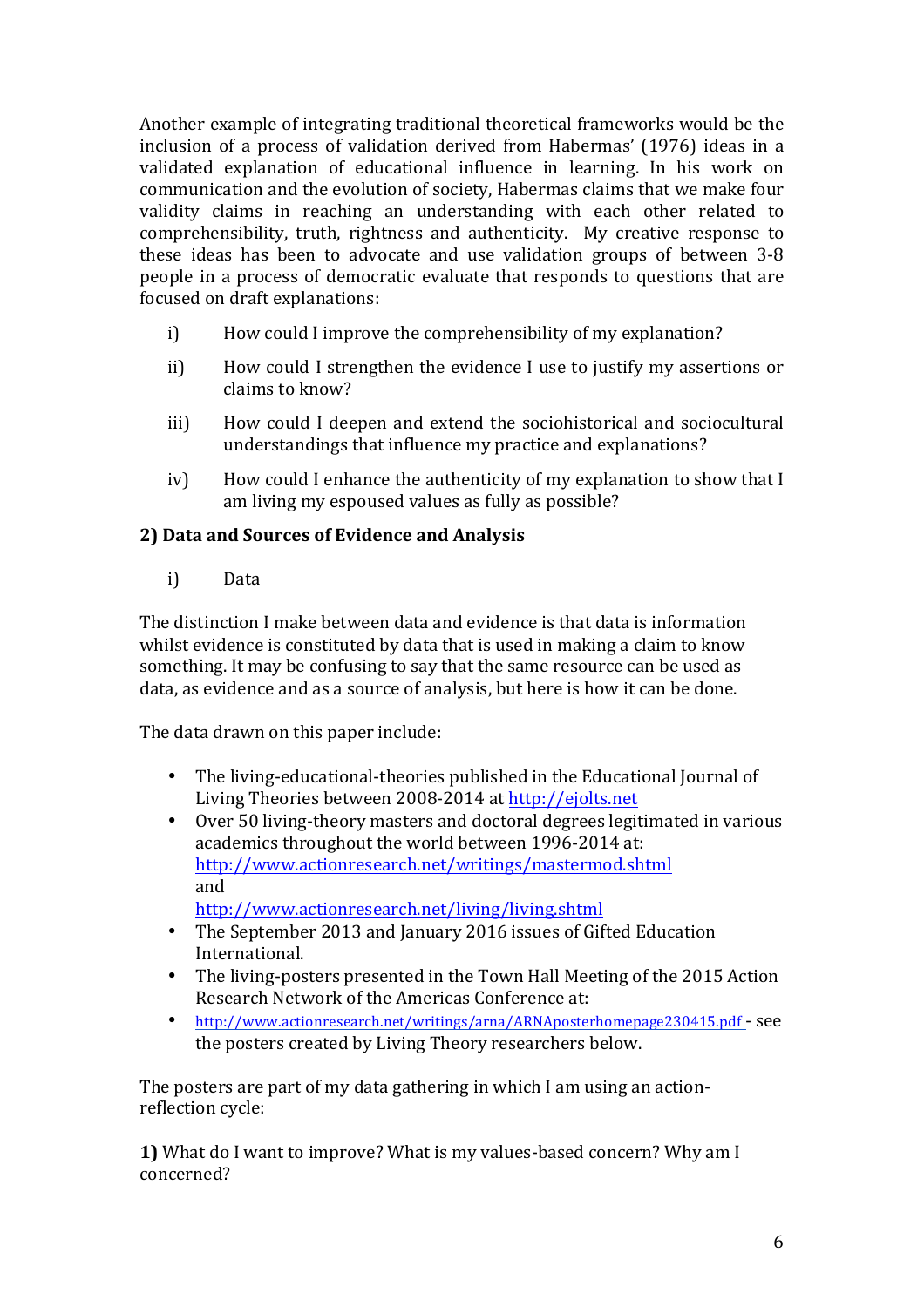Another example of integrating traditional theoretical frameworks would be the inclusion of a process of validation derived from Habermas' (1976) ideas in a validated explanation of educational influence in learning. In his work on communication and the evolution of society, Habermas claims that we make four validity claims in reaching an understanding with each other related to comprehensibility, truth, rightness and authenticity. My creative response to these ideas has been to advocate and use validation groups of between 3-8 people in a process of democratic evaluate that responds to questions that are focused on draft explanations:

i) How could I improve the comprehensibility of my explanation?

ii) How could I strengthen the evidence I use to justify my assertions or claims to know?

iii) How could I deepen and extend the sociohistorical and sociocultural understandings that influence my practice and explanations?

iv) How could I enhance the authenticity of my explanation to show that I am living my espoused values as fully as possible?

## 2) Data and Sources of Evidence and Analysis

i) Data

The distinction I make between data and evidence is that data is information whilst evidence is constituted by data that is used in making a claim to know something. It may be confusing to say that the same resource can be used as data, as evidence and as a source of analysis, but here is how it can be done.

The data drawn on this paper include:

- The living-educational-theories published in the Educational Journal of Living Theories between 2008-2014 at http://ejolts.net
- Over 50 living-theory masters and doctoral degrees legitimated in various academics throughout the world between 1996-2014 at: http://www.actionresearch.net/writings/mastermod.shtml and http://www.actionresearch.net/living/living.shtml
- The September 2013 and January 2016 issues of Gifted Education International.
- The living-posters presented in the Town Hall Meeting of the 2015 Action Research Network of the Americas Conference at:
- http://www.actionresearch.net/writings/arna/ARNAposterhomepage230415.pdf - see the posters created by Living Theory researchers below.

The posters are part of my data gathering in which I am using an action-reflection cycle:

**1)** What do I want to improve? What is my values-based concern? Why am I concerned?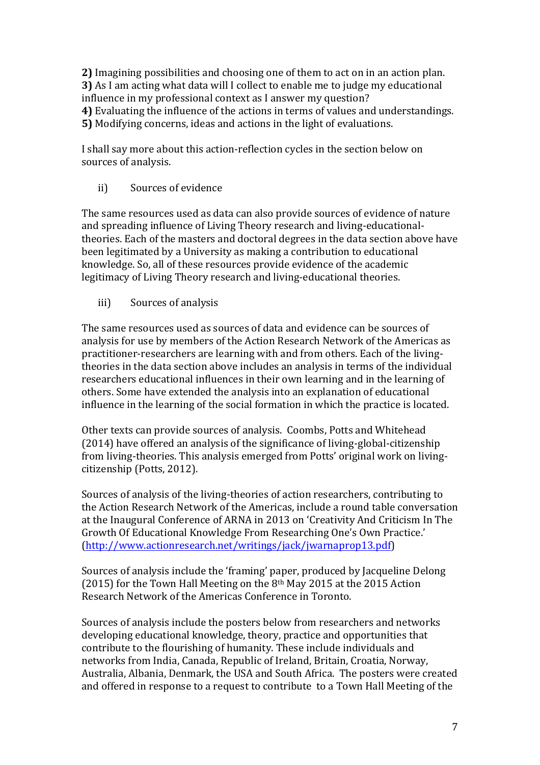**2)** Imagining possibilities and choosing one of them to act on in an action plan.
**3)** As I am acting what data will I collect to enable me to judge my educational influence in my professional context as I answer my question?
**4)** Evaluating the influence of the actions in terms of values and understandings.
**5)** Modifying concerns, ideas and actions in the light of evaluations.

I shall say more about this action-reflection cycles in the section below on sources of analysis.

ii) Sources of evidence

The same resources used as data can also provide sources of evidence of nature and spreading influence of Living Theory research and living-educational-theories. Each of the masters and doctoral degrees in the data section above have been legitimated by a University as making a contribution to educational knowledge. So, all of these resources provide evidence of the academic legitimacy of Living Theory research and living-educational theories.

iii) Sources of analysis

The same resources used as sources of data and evidence can be sources of analysis for use by members of the Action Research Network of the Americas as practitioner-researchers are learning with and from others. Each of the living-theories in the data section above includes an analysis in terms of the individual researchers educational influences in their own learning and in the learning of others. Some have extended the analysis into an explanation of educational influence in the learning of the social formation in which the practice is located.

Other texts can provide sources of analysis. Coombs, Potts and Whitehead (2014) have offered an analysis of the significance of living-global-citizenship from living-theories. This analysis emerged from Potts' original work on living-citizenship (Potts, 2012).

Sources of analysis of the living-theories of action researchers, contributing to the Action Research Network of the Americas, include a round table conversation at the Inaugural Conference of ARNA in 2013 on 'Creativity And Criticism In The Growth Of Educational Knowledge From Researching One's Own Practice.' (http://www.actionresearch.net/writings/jack/jwarnaprop13.pdf)

Sources of analysis include the 'framing' paper, produced by Jacqueline Delong (2015) for the Town Hall Meeting on the 8th May 2015 at the 2015 Action Research Network of the Americas Conference in Toronto.

Sources of analysis include the posters below from researchers and networks developing educational knowledge, theory, practice and opportunities that contribute to the flourishing of humanity. These include individuals and networks from India, Canada, Republic of Ireland, Britain, Croatia, Norway, Australia, Albania, Denmark, the USA and South Africa. The posters were created and offered in response to a request to contribute to a Town Hall Meeting of the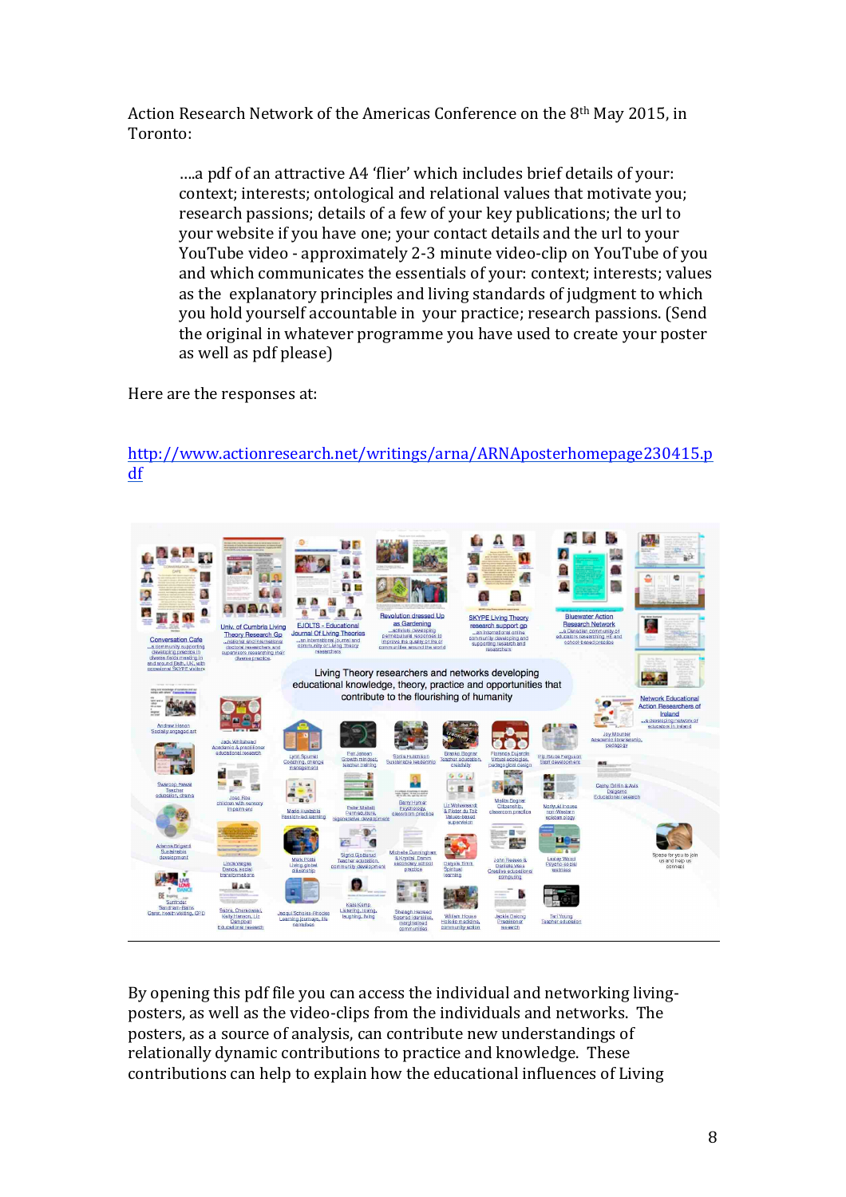Action Research Network of the Americas Conference on the 8th May 2015, in Toronto:

> ….a pdf of an attractive A4 'flier' which includes brief details of your: context; interests; ontological and relational values that motivate you; research passions; details of a few of your key publications; the url to your website if you have one; your contact details and the url to your YouTube video - approximately 2-3 minute video-clip on YouTube of you and which communicates the essentials of your: context; interests; values as the explanatory principles and living standards of judgment to which you hold yourself accountable in your practice; research passions. (Send the original in whatever programme you have used to create your poster as well as pdf please)

Here are the responses at:

http://www.actionresearch.net/writings/arna/ARNAposterhomepage230415.pdf

By opening this pdf file you can access the individual and networking living-posters, as well as the video-clips from the individuals and networks. The posters, as a source of analysis, can contribute new understandings of relationally dynamic contributions to practice and knowledge. These contributions can help to explain how the educational influences of Living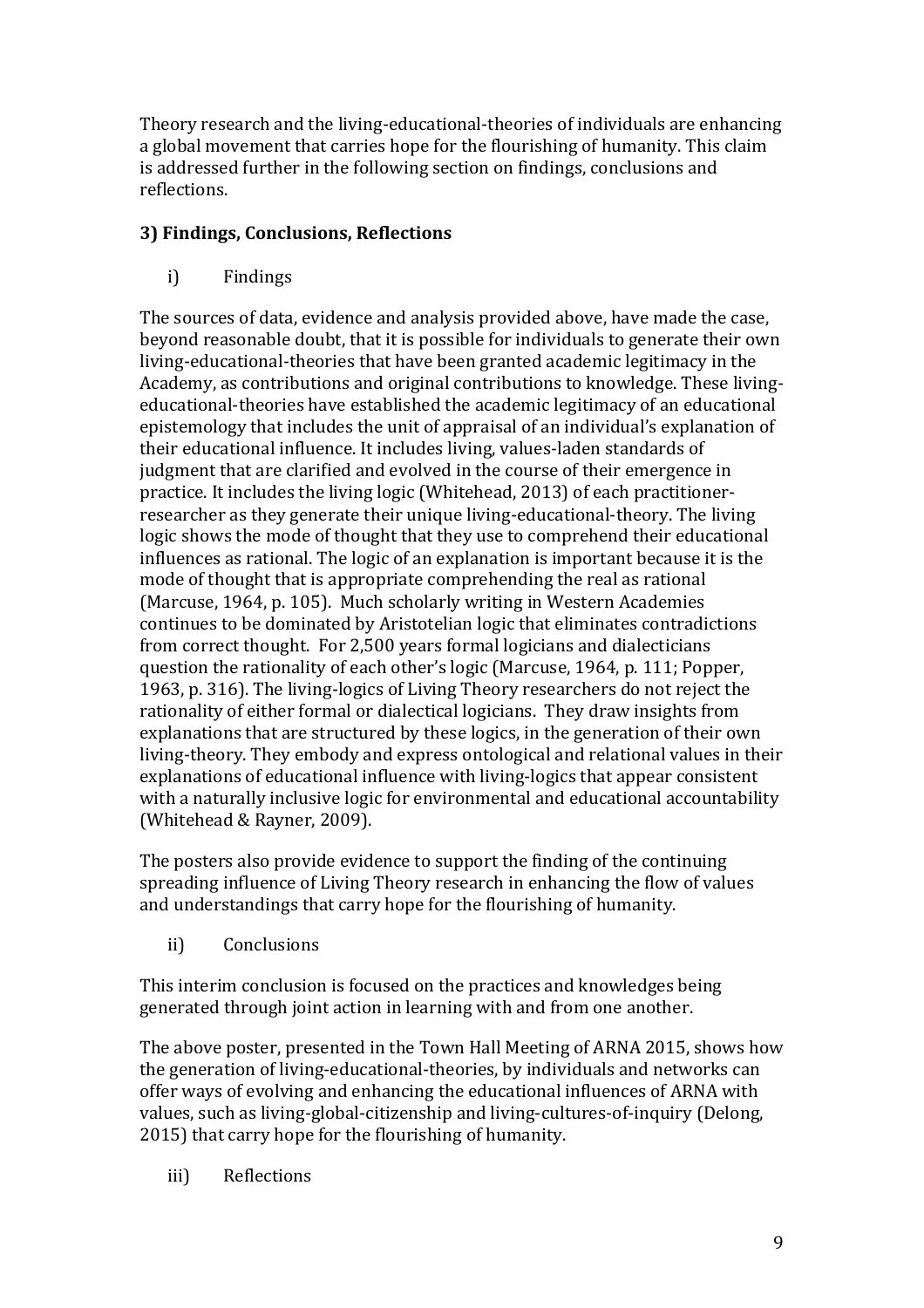Theory research and the living-educational-theories of individuals are enhancing a global movement that carries hope for the flourishing of humanity. This claim is addressed further in the following section on findings, conclusions and reflections.

## 3) Findings, Conclusions, Reflections

### i) Findings

The sources of data, evidence and analysis provided above, have made the case, beyond reasonable doubt, that it is possible for individuals to generate their own living-educational-theories that have been granted academic legitimacy in the Academy, as contributions and original contributions to knowledge. These living-educational-theories have established the academic legitimacy of an educational epistemology that includes the unit of appraisal of an individual's explanation of their educational influence. It includes living, values-laden standards of judgment that are clarified and evolved in the course of their emergence in practice. It includes the living logic (Whitehead, 2013) of each practitioner-researcher as they generate their unique living-educational-theory. The living logic shows the mode of thought that they use to comprehend their educational influences as rational. The logic of an explanation is important because it is the mode of thought that is appropriate comprehending the real as rational (Marcuse, 1964, p. 105). Much scholarly writing in Western Academies continues to be dominated by Aristotelian logic that eliminates contradictions from correct thought. For 2,500 years formal logicians and dialecticians question the rationality of each other's logic (Marcuse, 1964, p. 111; Popper, 1963, p. 316). The living-logics of Living Theory researchers do not reject the rationality of either formal or dialectical logicians. They draw insights from explanations that are structured by these logics, in the generation of their own living-theory. They embody and express ontological and relational values in their explanations of educational influence with living-logics that appear consistent with a naturally inclusive logic for environmental and educational accountability (Whitehead & Rayner, 2009).

The posters also provide evidence to support the finding of the continuing spreading influence of Living Theory research in enhancing the flow of values and understandings that carry hope for the flourishing of humanity.

### ii) Conclusions

This interim conclusion is focused on the practices and knowledges being generated through joint action in learning with and from one another.

The above poster, presented in the Town Hall Meeting of ARNA 2015, shows how the generation of living-educational-theories, by individuals and networks can offer ways of evolving and enhancing the educational influences of ARNA with values, such as living-global-citizenship and living-cultures-of-inquiry (Delong, 2015) that carry hope for the flourishing of humanity.

### iii) Reflections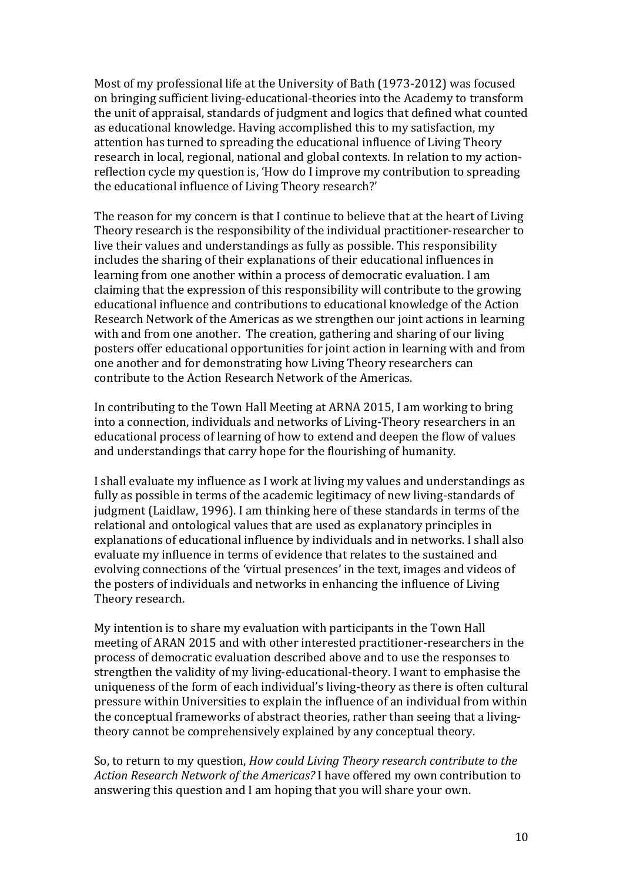Most of my professional life at the University of Bath (1973-2012) was focused on bringing sufficient living-educational-theories into the Academy to transform the unit of appraisal, standards of judgment and logics that defined what counted as educational knowledge. Having accomplished this to my satisfaction, my attention has turned to spreading the educational influence of Living Theory research in local, regional, national and global contexts. In relation to my action-reflection cycle my question is, 'How do I improve my contribution to spreading the educational influence of Living Theory research?'

The reason for my concern is that I continue to believe that at the heart of Living Theory research is the responsibility of the individual practitioner-researcher to live their values and understandings as fully as possible. This responsibility includes the sharing of their explanations of their educational influences in learning from one another within a process of democratic evaluation. I am claiming that the expression of this responsibility will contribute to the growing educational influence and contributions to educational knowledge of the Action Research Network of the Americas as we strengthen our joint actions in learning with and from one another. The creation, gathering and sharing of our living posters offer educational opportunities for joint action in learning with and from one another and for demonstrating how Living Theory researchers can contribute to the Action Research Network of the Americas.

In contributing to the Town Hall Meeting at ARNA 2015, I am working to bring into a connection, individuals and networks of Living-Theory researchers in an educational process of learning of how to extend and deepen the flow of values and understandings that carry hope for the flourishing of humanity.

I shall evaluate my influence as I work at living my values and understandings as fully as possible in terms of the academic legitimacy of new living-standards of judgment (Laidlaw, 1996). I am thinking here of these standards in terms of the relational and ontological values that are used as explanatory principles in explanations of educational influence by individuals and in networks. I shall also evaluate my influence in terms of evidence that relates to the sustained and evolving connections of the 'virtual presences' in the text, images and videos of the posters of individuals and networks in enhancing the influence of Living Theory research.

My intention is to share my evaluation with participants in the Town Hall meeting of ARAN 2015 and with other interested practitioner-researchers in the process of democratic evaluation described above and to use the responses to strengthen the validity of my living-educational-theory. I want to emphasise the uniqueness of the form of each individual's living-theory as there is often cultural pressure within Universities to explain the influence of an individual from within the conceptual frameworks of abstract theories, rather than seeing that a living-theory cannot be comprehensively explained by any conceptual theory.

So, to return to my question, *How could Living Theory research contribute to the Action Research Network of the Americas?* I have offered my own contribution to answering this question and I am hoping that you will share your own.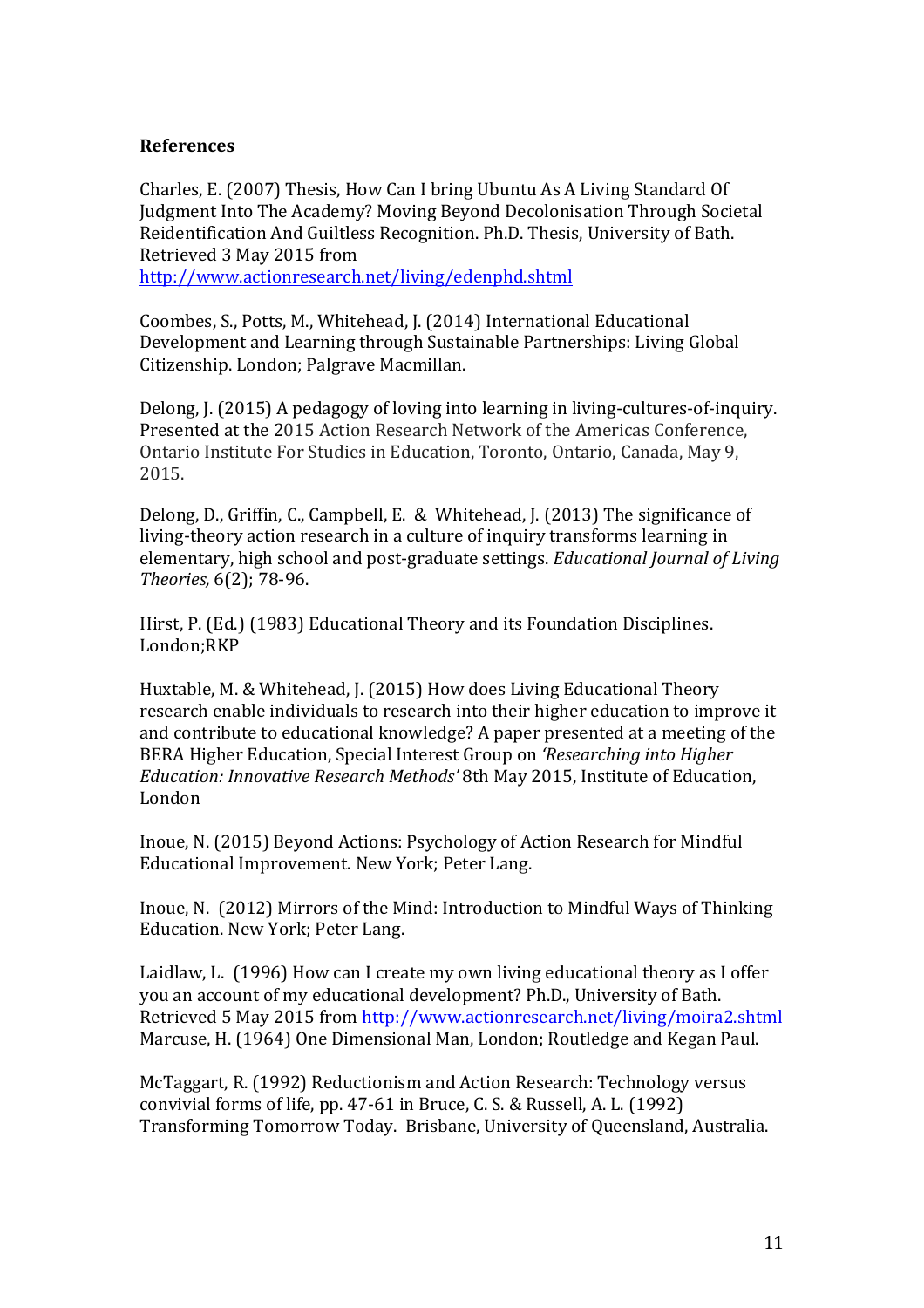**References**

Charles, E. (2007) Thesis, How Can I bring Ubuntu As A Living Standard Of Judgment Into The Academy? Moving Beyond Decolonisation Through Societal Reidentification And Guiltless Recognition. Ph.D. Thesis, University of Bath. Retrieved 3 May 2015 from http://www.actionresearch.net/living/edenphd.shtml

Coombes, S., Potts, M., Whitehead, J. (2014) International Educational Development and Learning through Sustainable Partnerships: Living Global Citizenship. London; Palgrave Macmillan.

Delong, J. (2015) A pedagogy of loving into learning in living-cultures-of-inquiry. Presented at the 2015 Action Research Network of the Americas Conference, Ontario Institute For Studies in Education, Toronto, Ontario, Canada, May 9, 2015.

Delong, D., Griffin, C., Campbell, E. & Whitehead, J. (2013) The significance of living-theory action research in a culture of inquiry transforms learning in elementary, high school and post-graduate settings. *Educational Journal of Living Theories,* 6(2); 78-96.

Hirst, P. (Ed.) (1983) Educational Theory and its Foundation Disciplines. London;RKP

Huxtable, M. & Whitehead, J. (2015) How does Living Educational Theory research enable individuals to research into their higher education to improve it and contribute to educational knowledge? A paper presented at a meeting of the BERA Higher Education, Special Interest Group on *'Researching into Higher Education: Innovative Research Methods'* 8th May 2015, Institute of Education, London

Inoue, N. (2015) Beyond Actions: Psychology of Action Research for Mindful Educational Improvement. New York; Peter Lang.

Inoue, N. (2012) Mirrors of the Mind: Introduction to Mindful Ways of Thinking Education. New York; Peter Lang.

Laidlaw, L. (1996) How can I create my own living educational theory as I offer you an account of my educational development? Ph.D., University of Bath. Retrieved 5 May 2015 from http://www.actionresearch.net/living/moira2.shtml

Marcuse, H. (1964) One Dimensional Man, London; Routledge and Kegan Paul.

McTaggart, R. (1992) Reductionism and Action Research: Technology versus convivial forms of life, pp. 47-61 in Bruce, C. S. & Russell, A. L. (1992) Transforming Tomorrow Today. Brisbane, University of Queensland, Australia.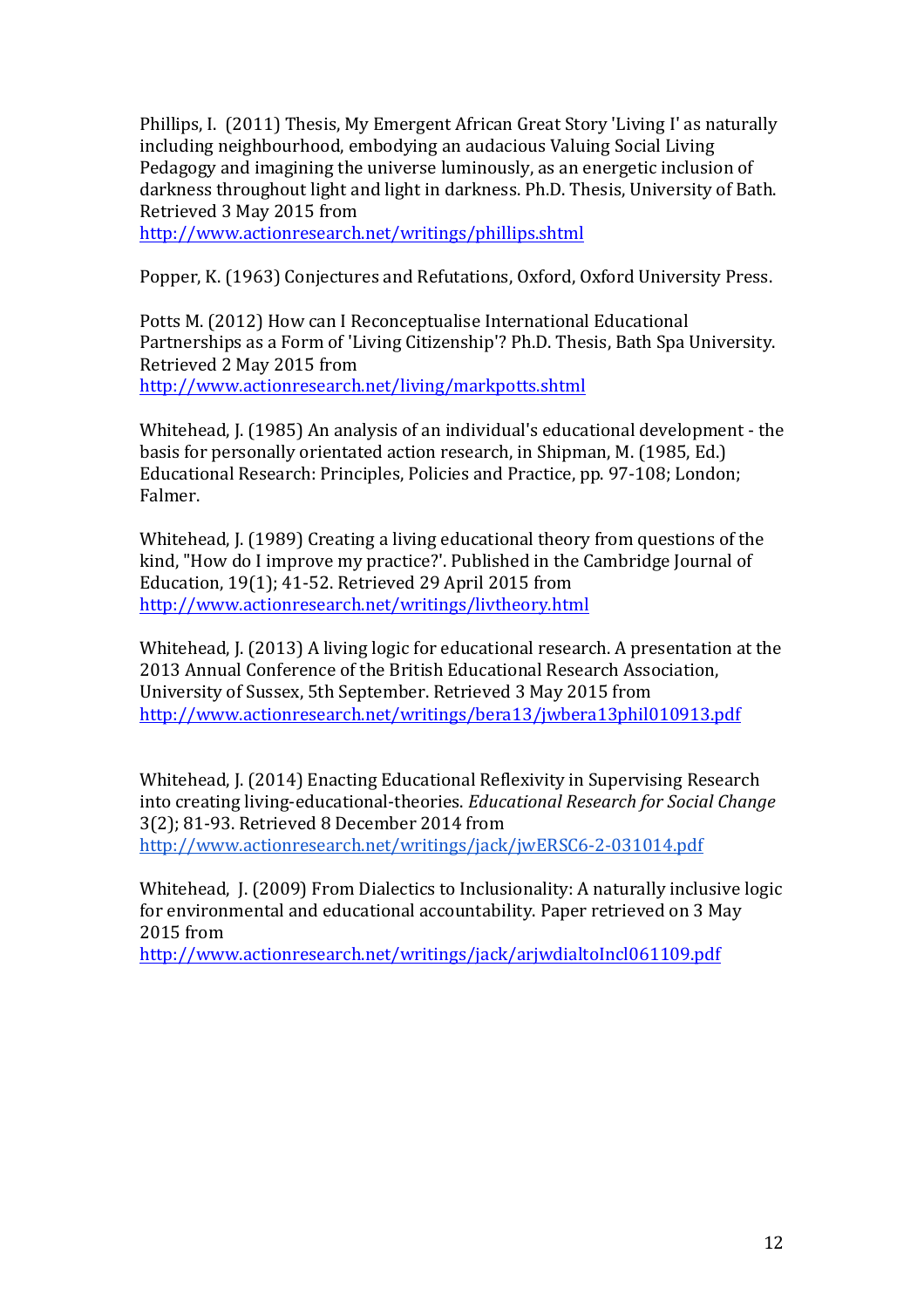Phillips, I. (2011) Thesis, My Emergent African Great Story 'Living I' as naturally including neighbourhood, embodying an audacious Valuing Social Living Pedagogy and imagining the universe luminously, as an energetic inclusion of darkness throughout light and light in darkness. Ph.D. Thesis, University of Bath. Retrieved 3 May 2015 from http://www.actionresearch.net/writings/phillips.shtml

Popper, K. (1963) Conjectures and Refutations, Oxford, Oxford University Press.

Potts M. (2012) How can I Reconceptualise International Educational Partnerships as a Form of 'Living Citizenship'? Ph.D. Thesis, Bath Spa University. Retrieved 2 May 2015 from http://www.actionresearch.net/living/markpotts.shtml

Whitehead, J. (1985) An analysis of an individual's educational development - the basis for personally orientated action research, in Shipman, M. (1985, Ed.) Educational Research: Principles, Policies and Practice, pp. 97-108; London; Falmer.

Whitehead, J. (1989) Creating a living educational theory from questions of the kind, "How do I improve my practice?'. Published in the Cambridge Journal of Education, 19(1); 41-52. Retrieved 29 April 2015 from http://www.actionresearch.net/writings/livtheory.html

Whitehead, J. (2013) A living logic for educational research. A presentation at the 2013 Annual Conference of the British Educational Research Association, University of Sussex, 5th September. Retrieved 3 May 2015 from http://www.actionresearch.net/writings/bera13/jwbera13phil010913.pdf

Whitehead, J. (2014) Enacting Educational Reflexivity in Supervising Research into creating living-educational-theories. *Educational Research for Social Change* 3(2); 81-93. Retrieved 8 December 2014 from http://www.actionresearch.net/writings/jack/jwERSC6-2-031014.pdf

Whitehead, J. (2009) From Dialectics to Inclusionality: A naturally inclusive logic for environmental and educational accountability. Paper retrieved on 3 May 2015 from http://www.actionresearch.net/writings/jack/arjwdialtoIncl061109.pdf